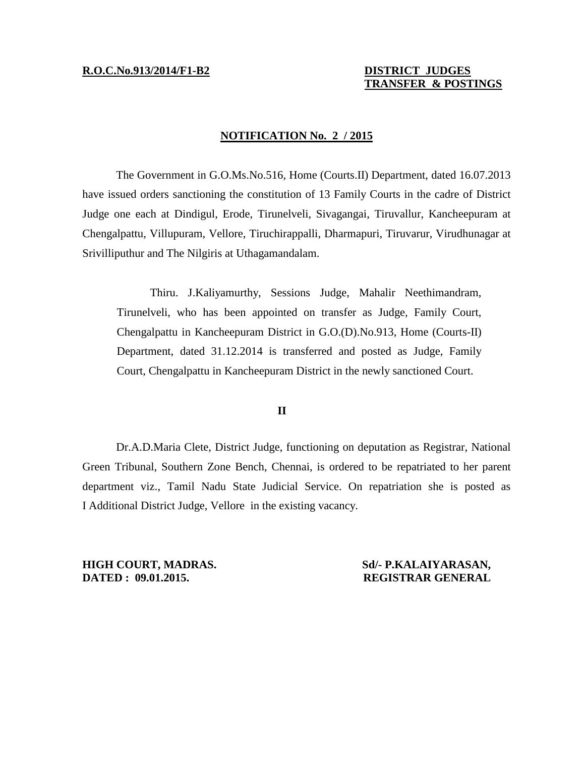**R.O.C.No.913/2014/F1-B2**

**DISTRICT JUDGES TRANSFER & POSTINGS**

## NOTIFICATION No. 2 / 2015

The Government in G.O.Ms.No.516, Home (Courts.II) Department, dated 16.07.2013 have issued orders sanctioning the constitution of 13 Family Courts in the cadre of District Judge one each at Dindigul, Erode, Tirunelveli, Sivagangai, Tiruvallur, Kancheepuram at Chengalpattu, Villupuram, Vellore, Tiruchirappalli, Dharmapuri, Tiruvarur, Virudhunagar at Srivilliputhur and The Nilgiris at Uthagamandalam.

> Thiru. J.Kaliyamurthy, Sessions Judge, Mahalir Neethimandram, Tirunelveli, who has been appointed on transfer as Judge, Family Court, Chengalpattu in Kancheepuram District in G.O.(D).No.913, Home (Courts-II) Department, dated 31.12.2014 is transferred and posted as Judge, Family Court, Chengalpattu in Kancheepuram District in the newly sanctioned Court.

**II**

Dr.A.D.Maria Clete, District Judge, functioning on deputation as Registrar, National Green Tribunal, Southern Zone Bench, Chennai, is ordered to be repatriated to her parent department viz., Tamil Nadu State Judicial Service. On repatriation she is posted as I Additional District Judge, Vellore in the existing vacancy.

**HIGH COURT, MADRAS.**
**DATED : 09.01.2015.**

**Sd/- P.KALAIYARASAN,**
**REGISTRAR GENERAL**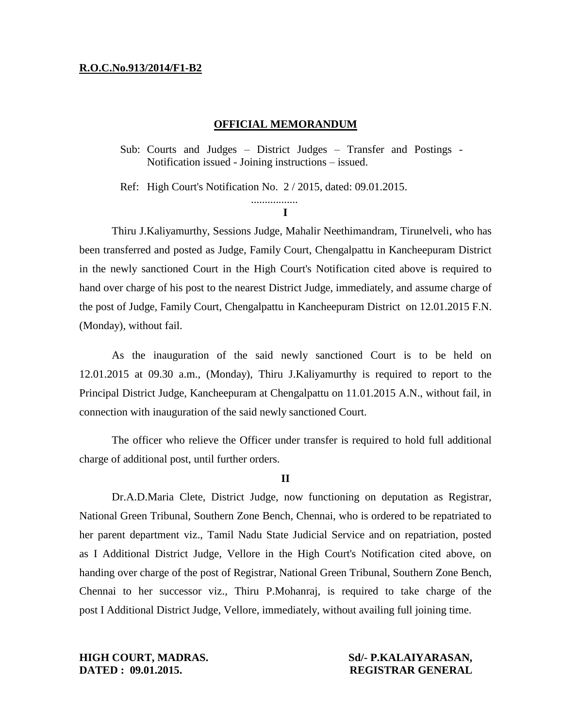**R.O.C.No.913/2014/F1-B2**

## OFFICIAL MEMORANDUM

Sub: Courts and Judges – District Judges – Transfer and Postings - Notification issued - Joining instructions – issued.

Ref: High Court's Notification No. 2 / 2015, dated: 09.01.2015.

.................

**I**

Thiru J.Kaliyamurthy, Sessions Judge, Mahalir Neethimandram, Tirunelveli, who has been transferred and posted as Judge, Family Court, Chengalpattu in Kancheepuram District in the newly sanctioned Court in the High Court's Notification cited above is required to hand over charge of his post to the nearest District Judge, immediately, and assume charge of the post of Judge, Family Court, Chengalpattu in Kancheepuram District on 12.01.2015 F.N. (Monday), without fail.

As the inauguration of the said newly sanctioned Court is to be held on 12.01.2015 at 09.30 a.m., (Monday), Thiru J.Kaliyamurthy is required to report to the Principal District Judge, Kancheepuram at Chengalpattu on 11.01.2015 A.N., without fail, in connection with inauguration of the said newly sanctioned Court.

The officer who relieve the Officer under transfer is required to hold full additional charge of additional post, until further orders.

**II**

Dr.A.D.Maria Clete, District Judge, now functioning on deputation as Registrar, National Green Tribunal, Southern Zone Bench, Chennai, who is ordered to be repatriated to her parent department viz., Tamil Nadu State Judicial Service and on repatriation, posted as I Additional District Judge, Vellore in the High Court's Notification cited above, on handing over charge of the post of Registrar, National Green Tribunal, Southern Zone Bench, Chennai to her successor viz., Thiru P.Mohanraj, is required to take charge of the post I Additional District Judge, Vellore, immediately, without availing full joining time.

**HIGH COURT, MADRAS.**
**DATED : 09.01.2015.**

**Sd/- P.KALAIYARASAN,**
**REGISTRAR GENERAL**